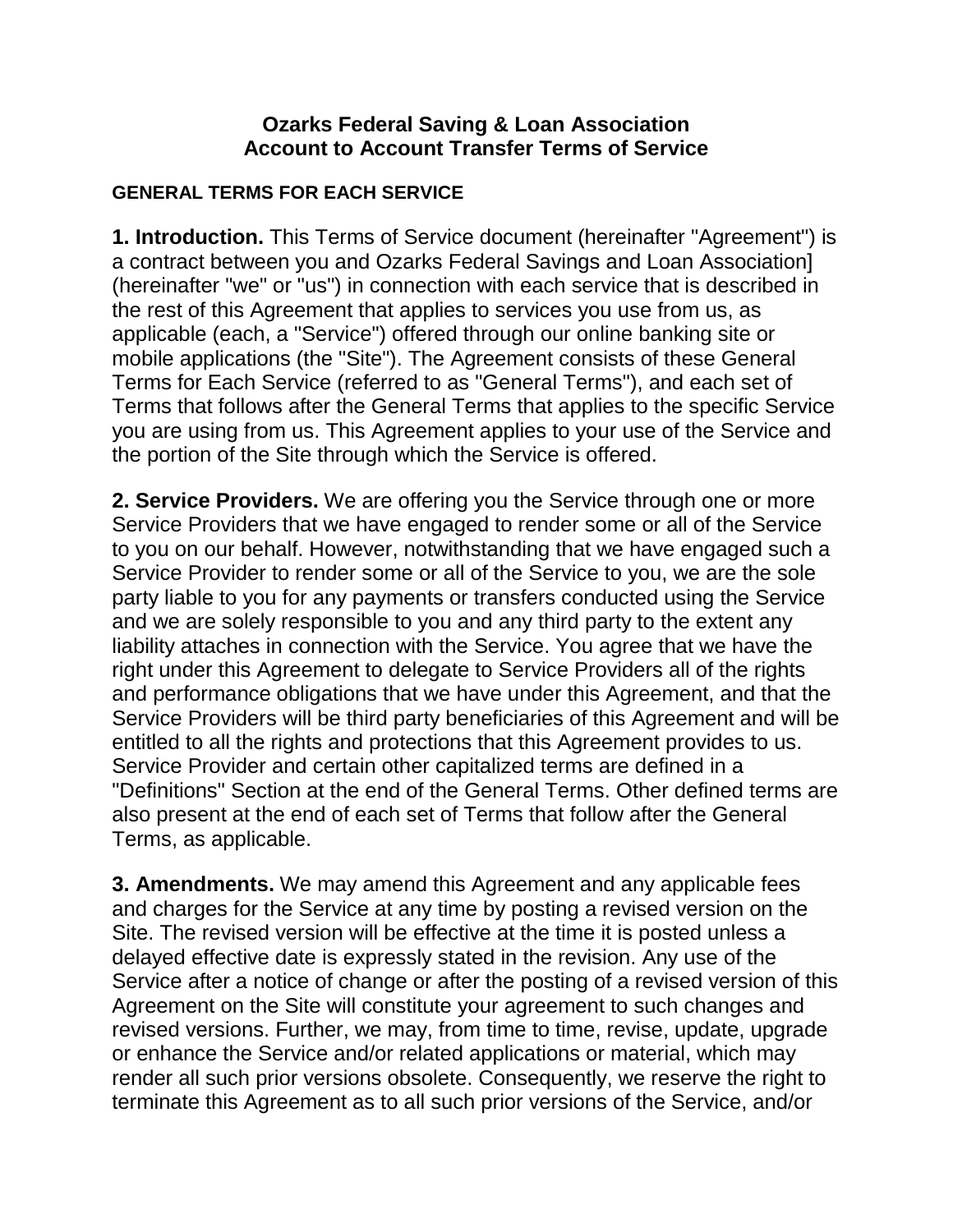# Ozarks Federal Saving & Loan Association
# Account to Account Transfer Terms of Service

## GENERAL TERMS FOR EACH SERVICE

**1. Introduction.** This Terms of Service document (hereinafter "Agreement") is a contract between you and Ozarks Federal Savings and Loan Association] (hereinafter "we" or "us") in connection with each service that is described in the rest of this Agreement that applies to services you use from us, as applicable (each, a "Service") offered through our online banking site or mobile applications (the "Site"). The Agreement consists of these General Terms for Each Service (referred to as "General Terms"), and each set of Terms that follows after the General Terms that applies to the specific Service you are using from us. This Agreement applies to your use of the Service and the portion of the Site through which the Service is offered.

**2. Service Providers.** We are offering you the Service through one or more Service Providers that we have engaged to render some or all of the Service to you on our behalf. However, notwithstanding that we have engaged such a Service Provider to render some or all of the Service to you, we are the sole party liable to you for any payments or transfers conducted using the Service and we are solely responsible to you and any third party to the extent any liability attaches in connection with the Service. You agree that we have the right under this Agreement to delegate to Service Providers all of the rights and performance obligations that we have under this Agreement, and that the Service Providers will be third party beneficiaries of this Agreement and will be entitled to all the rights and protections that this Agreement provides to us. Service Provider and certain other capitalized terms are defined in a "Definitions" Section at the end of the General Terms. Other defined terms are also present at the end of each set of Terms that follow after the General Terms, as applicable.

**3. Amendments.** We may amend this Agreement and any applicable fees and charges for the Service at any time by posting a revised version on the Site. The revised version will be effective at the time it is posted unless a delayed effective date is expressly stated in the revision. Any use of the Service after a notice of change or after the posting of a revised version of this Agreement on the Site will constitute your agreement to such changes and revised versions. Further, we may, from time to time, revise, update, upgrade or enhance the Service and/or related applications or material, which may render all such prior versions obsolete. Consequently, we reserve the right to terminate this Agreement as to all such prior versions of the Service, and/or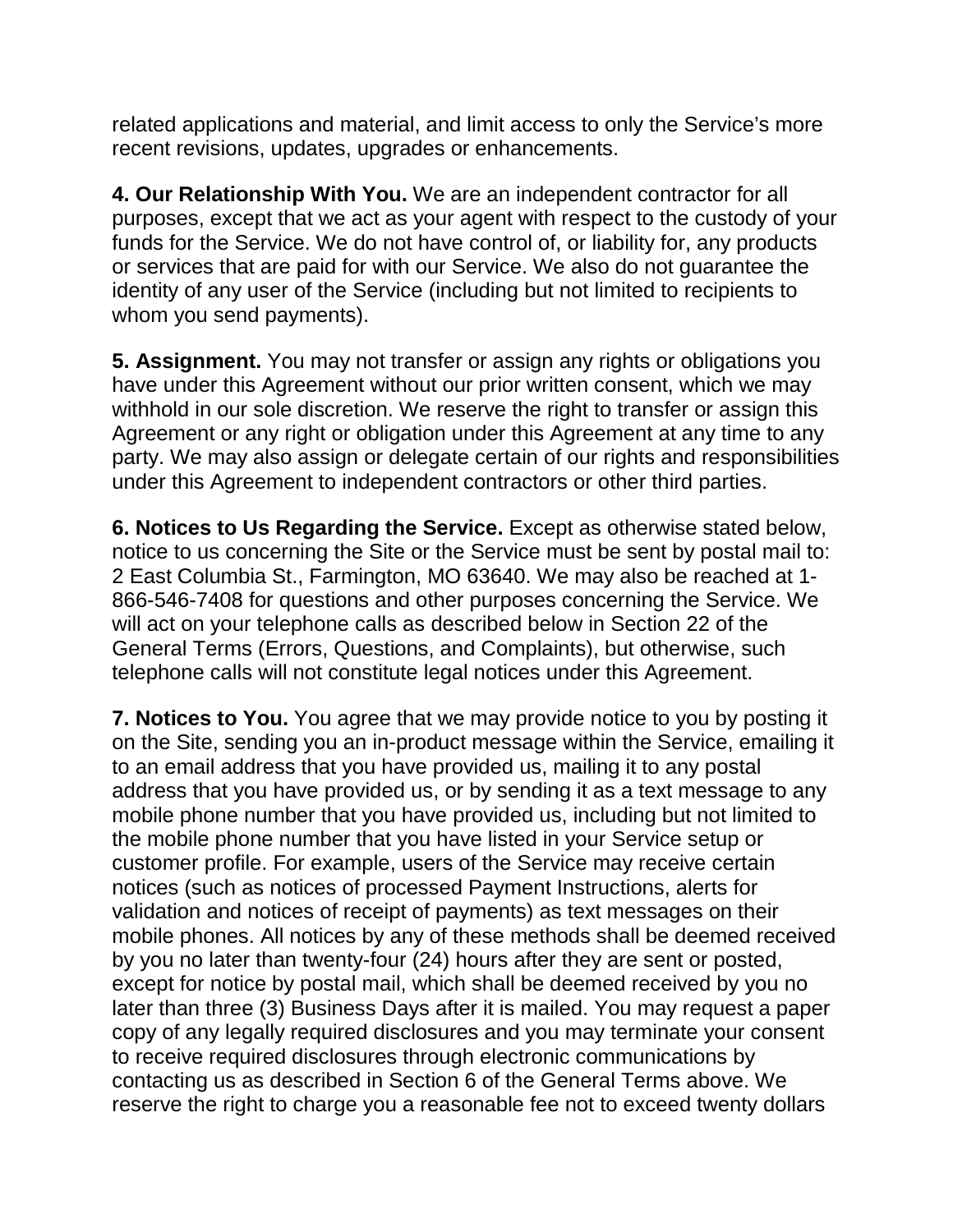related applications and material, and limit access to only the Service's more recent revisions, updates, upgrades or enhancements.

**4. Our Relationship With You.** We are an independent contractor for all purposes, except that we act as your agent with respect to the custody of your funds for the Service. We do not have control of, or liability for, any products or services that are paid for with our Service. We also do not guarantee the identity of any user of the Service (including but not limited to recipients to whom you send payments).

**5. Assignment.** You may not transfer or assign any rights or obligations you have under this Agreement without our prior written consent, which we may withhold in our sole discretion. We reserve the right to transfer or assign this Agreement or any right or obligation under this Agreement at any time to any party. We may also assign or delegate certain of our rights and responsibilities under this Agreement to independent contractors or other third parties.

**6. Notices to Us Regarding the Service.** Except as otherwise stated below, notice to us concerning the Site or the Service must be sent by postal mail to: 2 East Columbia St., Farmington, MO 63640. We may also be reached at 1-866-546-7408 for questions and other purposes concerning the Service. We will act on your telephone calls as described below in Section 22 of the General Terms (Errors, Questions, and Complaints), but otherwise, such telephone calls will not constitute legal notices under this Agreement.

**7. Notices to You.** You agree that we may provide notice to you by posting it on the Site, sending you an in-product message within the Service, emailing it to an email address that you have provided us, mailing it to any postal address that you have provided us, or by sending it as a text message to any mobile phone number that you have provided us, including but not limited to the mobile phone number that you have listed in your Service setup or customer profile. For example, users of the Service may receive certain notices (such as notices of processed Payment Instructions, alerts for validation and notices of receipt of payments) as text messages on their mobile phones. All notices by any of these methods shall be deemed received by you no later than twenty-four (24) hours after they are sent or posted, except for notice by postal mail, which shall be deemed received by you no later than three (3) Business Days after it is mailed. You may request a paper copy of any legally required disclosures and you may terminate your consent to receive required disclosures through electronic communications by contacting us as described in Section 6 of the General Terms above. We reserve the right to charge you a reasonable fee not to exceed twenty dollars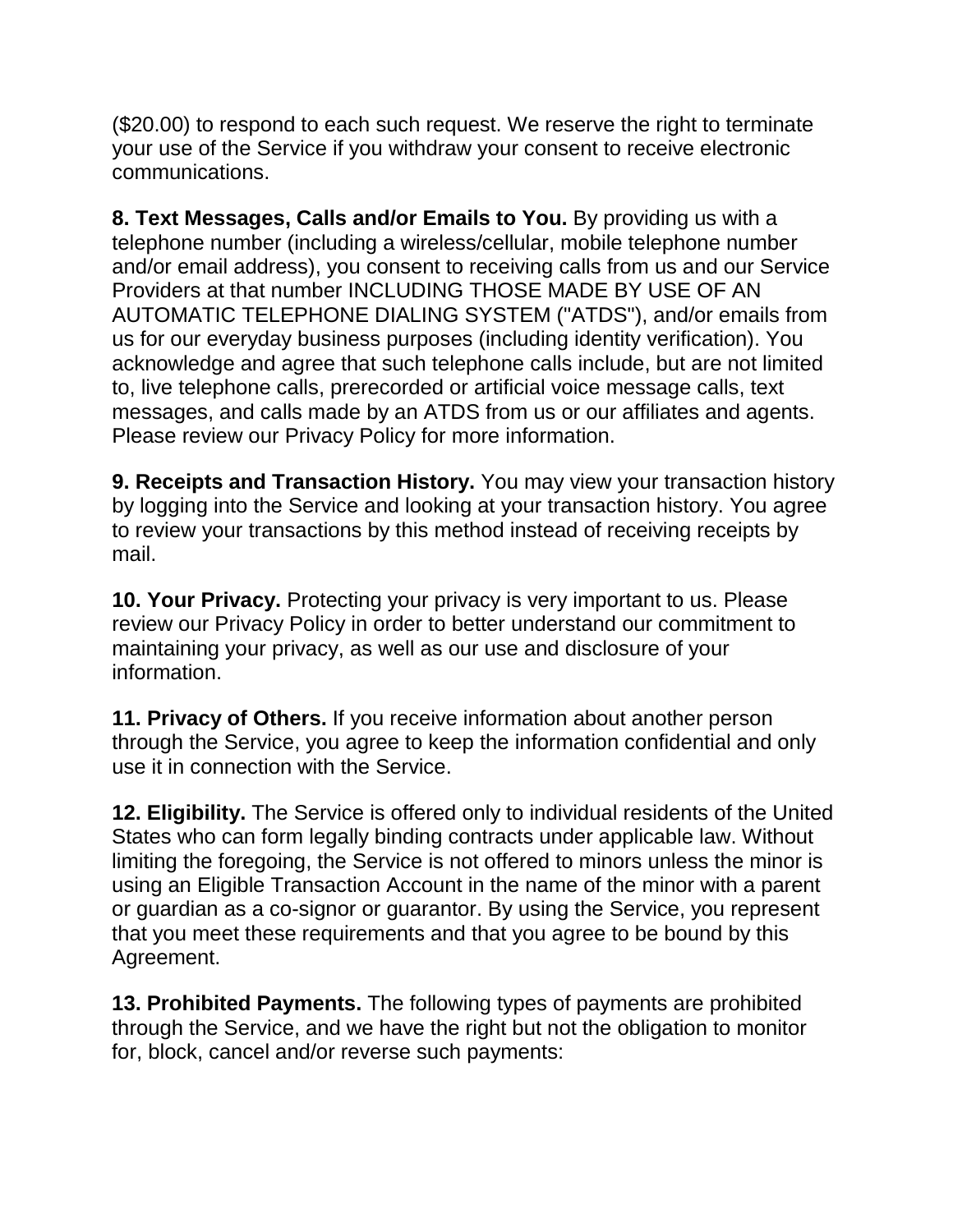($20.00) to respond to each such request. We reserve the right to terminate your use of the Service if you withdraw your consent to receive electronic communications.

**8. Text Messages, Calls and/or Emails to You.** By providing us with a telephone number (including a wireless/cellular, mobile telephone number and/or email address), you consent to receiving calls from us and our Service Providers at that number INCLUDING THOSE MADE BY USE OF AN AUTOMATIC TELEPHONE DIALING SYSTEM ("ATDS"), and/or emails from us for our everyday business purposes (including identity verification). You acknowledge and agree that such telephone calls include, but are not limited to, live telephone calls, prerecorded or artificial voice message calls, text messages, and calls made by an ATDS from us or our affiliates and agents. Please review our Privacy Policy for more information.

**9. Receipts and Transaction History.** You may view your transaction history by logging into the Service and looking at your transaction history. You agree to review your transactions by this method instead of receiving receipts by mail.

**10. Your Privacy.** Protecting your privacy is very important to us. Please review our Privacy Policy in order to better understand our commitment to maintaining your privacy, as well as our use and disclosure of your information.

**11. Privacy of Others.** If you receive information about another person through the Service, you agree to keep the information confidential and only use it in connection with the Service.

**12. Eligibility.** The Service is offered only to individual residents of the United States who can form legally binding contracts under applicable law. Without limiting the foregoing, the Service is not offered to minors unless the minor is using an Eligible Transaction Account in the name of the minor with a parent or guardian as a co-signor or guarantor. By using the Service, you represent that you meet these requirements and that you agree to be bound by this Agreement.

**13. Prohibited Payments.** The following types of payments are prohibited through the Service, and we have the right but not the obligation to monitor for, block, cancel and/or reverse such payments: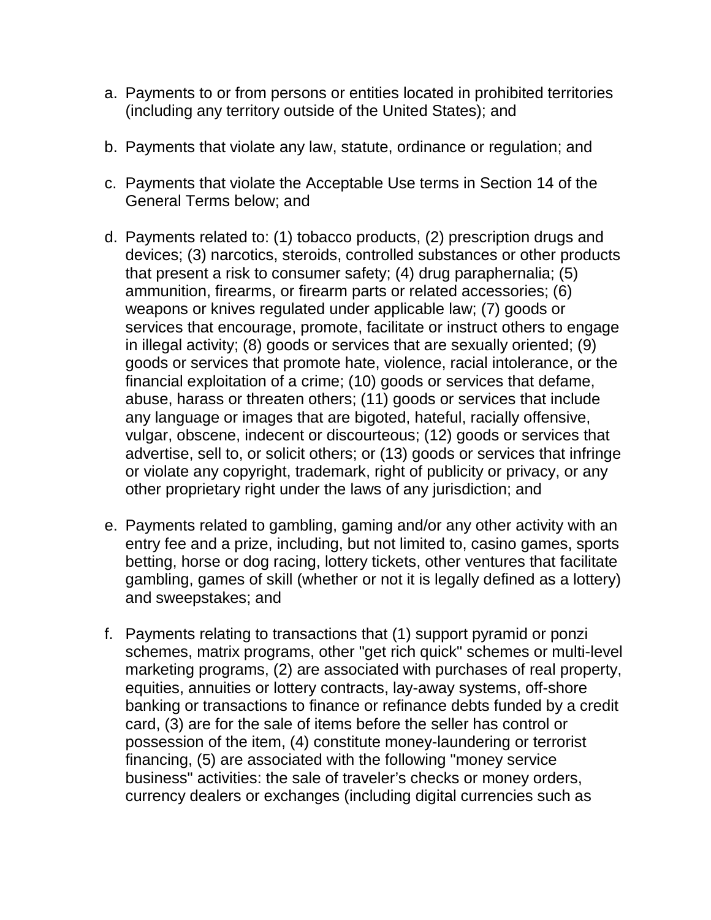a. Payments to or from persons or entities located in prohibited territories (including any territory outside of the United States); and

b. Payments that violate any law, statute, ordinance or regulation; and

c. Payments that violate the Acceptable Use terms in Section 14 of the General Terms below; and

d. Payments related to: (1) tobacco products, (2) prescription drugs and devices; (3) narcotics, steroids, controlled substances or other products that present a risk to consumer safety; (4) drug paraphernalia; (5) ammunition, firearms, or firearm parts or related accessories; (6) weapons or knives regulated under applicable law; (7) goods or services that encourage, promote, facilitate or instruct others to engage in illegal activity; (8) goods or services that are sexually oriented; (9) goods or services that promote hate, violence, racial intolerance, or the financial exploitation of a crime; (10) goods or services that defame, abuse, harass or threaten others; (11) goods or services that include any language or images that are bigoted, hateful, racially offensive, vulgar, obscene, indecent or discourteous; (12) goods or services that advertise, sell to, or solicit others; or (13) goods or services that infringe or violate any copyright, trademark, right of publicity or privacy, or any other proprietary right under the laws of any jurisdiction; and

e. Payments related to gambling, gaming and/or any other activity with an entry fee and a prize, including, but not limited to, casino games, sports betting, horse or dog racing, lottery tickets, other ventures that facilitate gambling, games of skill (whether or not it is legally defined as a lottery) and sweepstakes; and

f. Payments relating to transactions that (1) support pyramid or ponzi schemes, matrix programs, other "get rich quick" schemes or multi-level marketing programs, (2) are associated with purchases of real property, equities, annuities or lottery contracts, lay-away systems, off-shore banking or transactions to finance or refinance debts funded by a credit card, (3) are for the sale of items before the seller has control or possession of the item, (4) constitute money-laundering or terrorist financing, (5) are associated with the following "money service business" activities: the sale of traveler's checks or money orders, currency dealers or exchanges (including digital currencies such as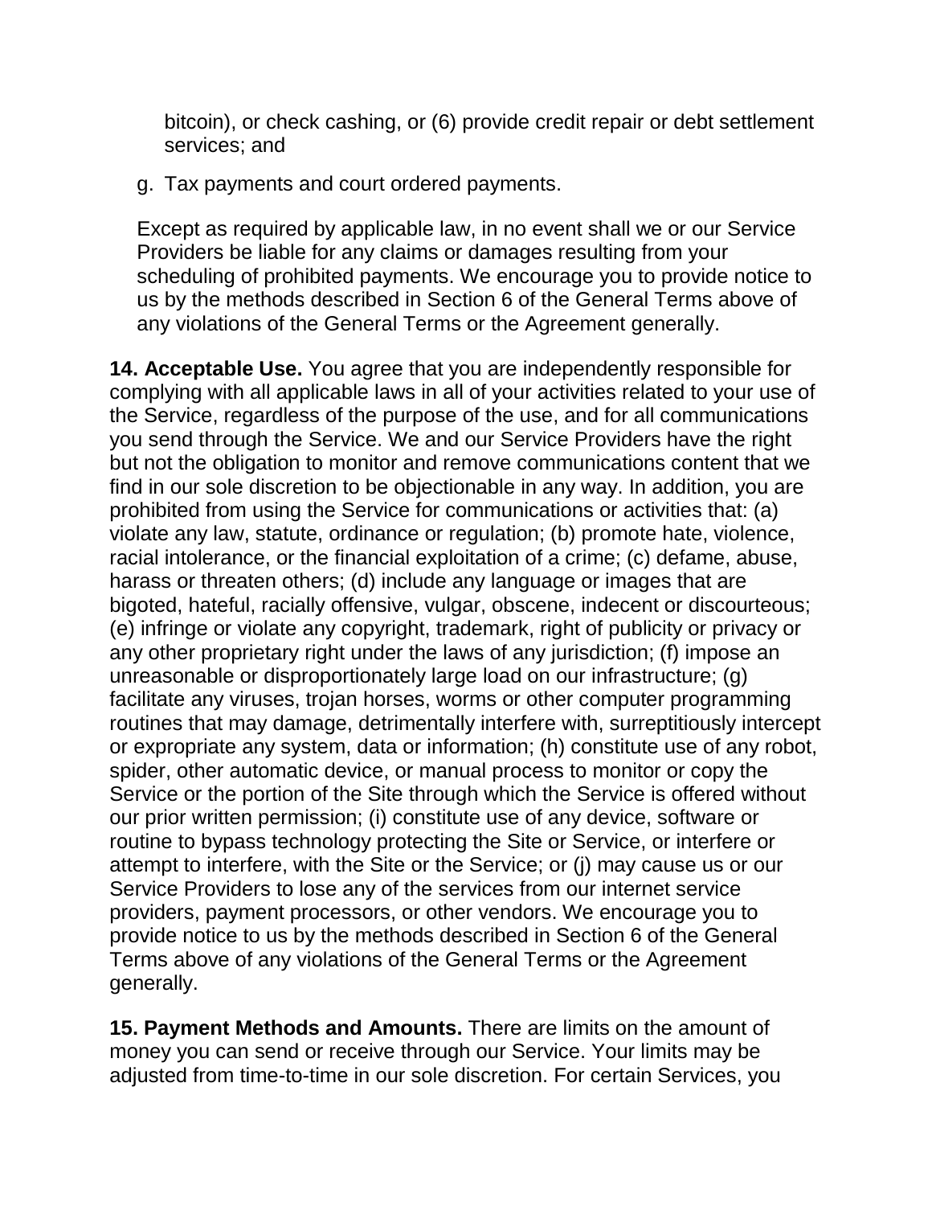bitcoin), or check cashing, or (6) provide credit repair or debt settlement services; and

g. Tax payments and court ordered payments.

Except as required by applicable law, in no event shall we or our Service Providers be liable for any claims or damages resulting from your scheduling of prohibited payments. We encourage you to provide notice to us by the methods described in Section 6 of the General Terms above of any violations of the General Terms or the Agreement generally.

**14. Acceptable Use.** You agree that you are independently responsible for complying with all applicable laws in all of your activities related to your use of the Service, regardless of the purpose of the use, and for all communications you send through the Service. We and our Service Providers have the right but not the obligation to monitor and remove communications content that we find in our sole discretion to be objectionable in any way. In addition, you are prohibited from using the Service for communications or activities that: (a) violate any law, statute, ordinance or regulation; (b) promote hate, violence, racial intolerance, or the financial exploitation of a crime; (c) defame, abuse, harass or threaten others; (d) include any language or images that are bigoted, hateful, racially offensive, vulgar, obscene, indecent or discourteous; (e) infringe or violate any copyright, trademark, right of publicity or privacy or any other proprietary right under the laws of any jurisdiction; (f) impose an unreasonable or disproportionately large load on our infrastructure; (g) facilitate any viruses, trojan horses, worms or other computer programming routines that may damage, detrimentally interfere with, surreptitiously intercept or expropriate any system, data or information; (h) constitute use of any robot, spider, other automatic device, or manual process to monitor or copy the Service or the portion of the Site through which the Service is offered without our prior written permission; (i) constitute use of any device, software or routine to bypass technology protecting the Site or Service, or interfere or attempt to interfere, with the Site or the Service; or (j) may cause us or our Service Providers to lose any of the services from our internet service providers, payment processors, or other vendors. We encourage you to provide notice to us by the methods described in Section 6 of the General Terms above of any violations of the General Terms or the Agreement generally.

**15. Payment Methods and Amounts.** There are limits on the amount of money you can send or receive through our Service. Your limits may be adjusted from time-to-time in our sole discretion. For certain Services, you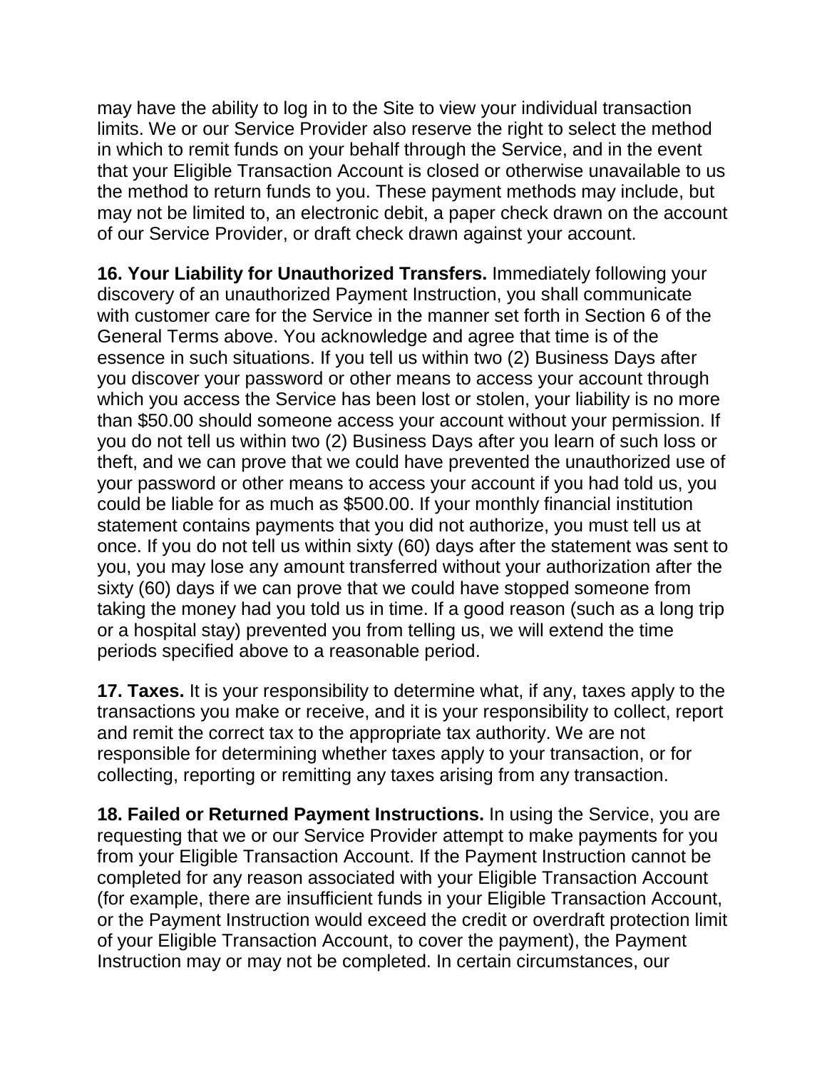may have the ability to log in to the Site to view your individual transaction limits. We or our Service Provider also reserve the right to select the method in which to remit funds on your behalf through the Service, and in the event that your Eligible Transaction Account is closed or otherwise unavailable to us the method to return funds to you. These payment methods may include, but may not be limited to, an electronic debit, a paper check drawn on the account of our Service Provider, or draft check drawn against your account.

**16. Your Liability for Unauthorized Transfers.** Immediately following your discovery of an unauthorized Payment Instruction, you shall communicate with customer care for the Service in the manner set forth in Section 6 of the General Terms above. You acknowledge and agree that time is of the essence in such situations. If you tell us within two (2) Business Days after you discover your password or other means to access your account through which you access the Service has been lost or stolen, your liability is no more than $50.00 should someone access your account without your permission. If you do not tell us within two (2) Business Days after you learn of such loss or theft, and we can prove that we could have prevented the unauthorized use of your password or other means to access your account if you had told us, you could be liable for as much as $500.00. If your monthly financial institution statement contains payments that you did not authorize, you must tell us at once. If you do not tell us within sixty (60) days after the statement was sent to you, you may lose any amount transferred without your authorization after the sixty (60) days if we can prove that we could have stopped someone from taking the money had you told us in time. If a good reason (such as a long trip or a hospital stay) prevented you from telling us, we will extend the time periods specified above to a reasonable period.

**17. Taxes.** It is your responsibility to determine what, if any, taxes apply to the transactions you make or receive, and it is your responsibility to collect, report and remit the correct tax to the appropriate tax authority. We are not responsible for determining whether taxes apply to your transaction, or for collecting, reporting or remitting any taxes arising from any transaction.

**18. Failed or Returned Payment Instructions.** In using the Service, you are requesting that we or our Service Provider attempt to make payments for you from your Eligible Transaction Account. If the Payment Instruction cannot be completed for any reason associated with your Eligible Transaction Account (for example, there are insufficient funds in your Eligible Transaction Account, or the Payment Instruction would exceed the credit or overdraft protection limit of your Eligible Transaction Account, to cover the payment), the Payment Instruction may or may not be completed. In certain circumstances, our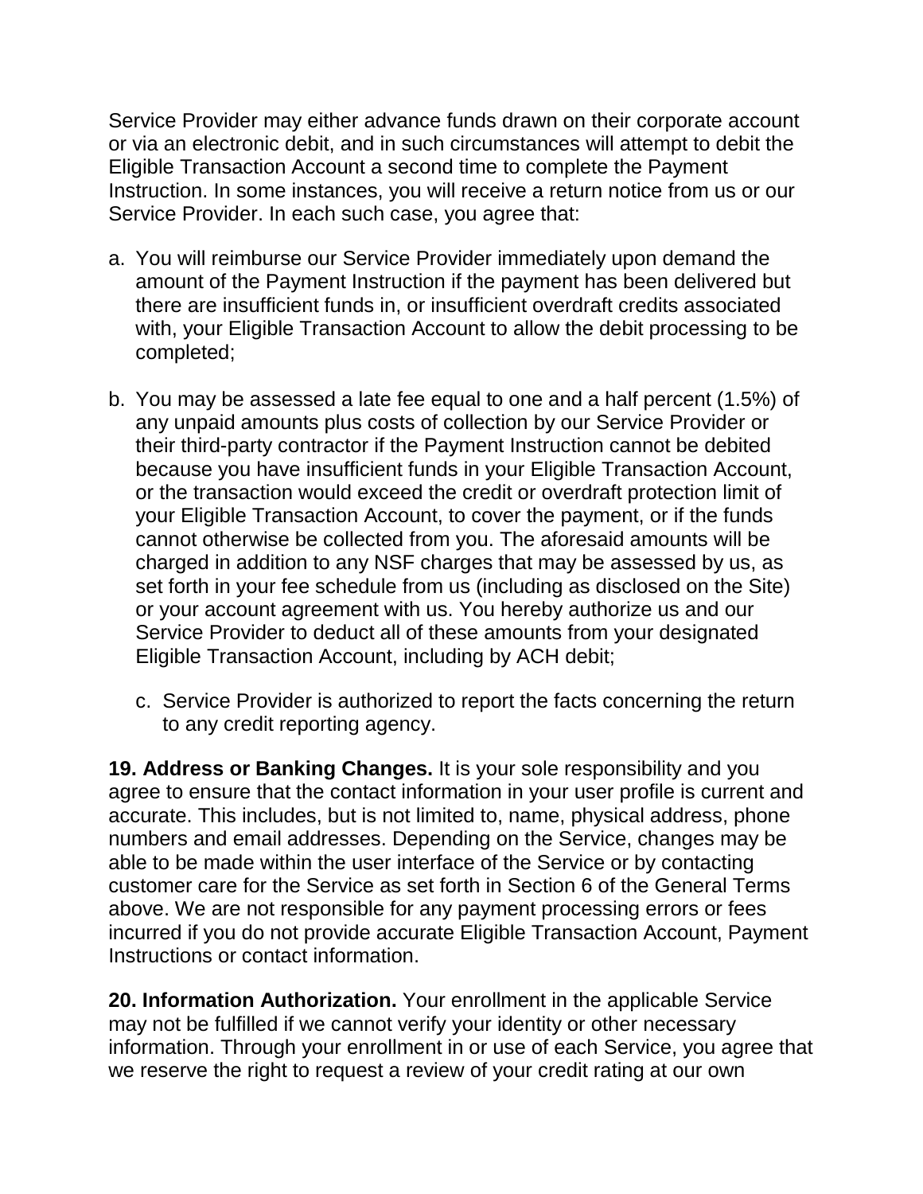Service Provider may either advance funds drawn on their corporate account or via an electronic debit, and in such circumstances will attempt to debit the Eligible Transaction Account a second time to complete the Payment Instruction. In some instances, you will receive a return notice from us or our Service Provider. In each such case, you agree that:

a. You will reimburse our Service Provider immediately upon demand the amount of the Payment Instruction if the payment has been delivered but there are insufficient funds in, or insufficient overdraft credits associated with, your Eligible Transaction Account to allow the debit processing to be completed;

b. You may be assessed a late fee equal to one and a half percent (1.5%) of any unpaid amounts plus costs of collection by our Service Provider or their third-party contractor if the Payment Instruction cannot be debited because you have insufficient funds in your Eligible Transaction Account, or the transaction would exceed the credit or overdraft protection limit of your Eligible Transaction Account, to cover the payment, or if the funds cannot otherwise be collected from you. The aforesaid amounts will be charged in addition to any NSF charges that may be assessed by us, as set forth in your fee schedule from us (including as disclosed on the Site) or your account agreement with us. You hereby authorize us and our Service Provider to deduct all of these amounts from your designated Eligible Transaction Account, including by ACH debit;

c. Service Provider is authorized to report the facts concerning the return to any credit reporting agency.

**19. Address or Banking Changes.** It is your sole responsibility and you agree to ensure that the contact information in your user profile is current and accurate. This includes, but is not limited to, name, physical address, phone numbers and email addresses. Depending on the Service, changes may be able to be made within the user interface of the Service or by contacting customer care for the Service as set forth in Section 6 of the General Terms above. We are not responsible for any payment processing errors or fees incurred if you do not provide accurate Eligible Transaction Account, Payment Instructions or contact information.

**20. Information Authorization.** Your enrollment in the applicable Service may not be fulfilled if we cannot verify your identity or other necessary information. Through your enrollment in or use of each Service, you agree that we reserve the right to request a review of your credit rating at our own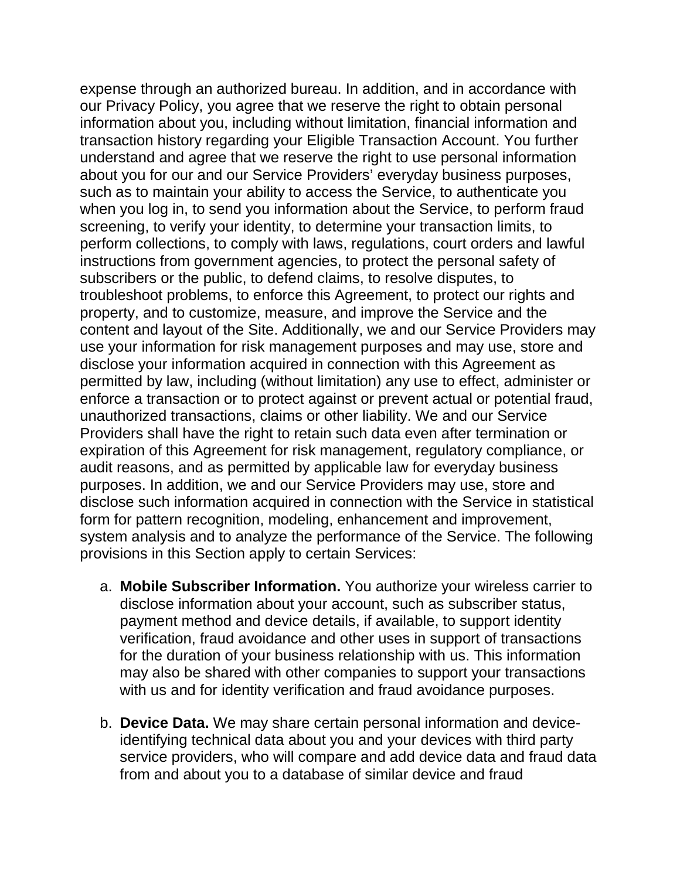expense through an authorized bureau. In addition, and in accordance with our Privacy Policy, you agree that we reserve the right to obtain personal information about you, including without limitation, financial information and transaction history regarding your Eligible Transaction Account. You further understand and agree that we reserve the right to use personal information about you for our and our Service Providers' everyday business purposes, such as to maintain your ability to access the Service, to authenticate you when you log in, to send you information about the Service, to perform fraud screening, to verify your identity, to determine your transaction limits, to perform collections, to comply with laws, regulations, court orders and lawful instructions from government agencies, to protect the personal safety of subscribers or the public, to defend claims, to resolve disputes, to troubleshoot problems, to enforce this Agreement, to protect our rights and property, and to customize, measure, and improve the Service and the content and layout of the Site. Additionally, we and our Service Providers may use your information for risk management purposes and may use, store and disclose your information acquired in connection with this Agreement as permitted by law, including (without limitation) any use to effect, administer or enforce a transaction or to protect against or prevent actual or potential fraud, unauthorized transactions, claims or other liability. We and our Service Providers shall have the right to retain such data even after termination or expiration of this Agreement for risk management, regulatory compliance, or audit reasons, and as permitted by applicable law for everyday business purposes. In addition, we and our Service Providers may use, store and disclose such information acquired in connection with the Service in statistical form for pattern recognition, modeling, enhancement and improvement, system analysis and to analyze the performance of the Service. The following provisions in this Section apply to certain Services:

a. **Mobile Subscriber Information.** You authorize your wireless carrier to disclose information about your account, such as subscriber status, payment method and device details, if available, to support identity verification, fraud avoidance and other uses in support of transactions for the duration of your business relationship with us. This information may also be shared with other companies to support your transactions with us and for identity verification and fraud avoidance purposes.

b. **Device Data.** We may share certain personal information and device-identifying technical data about you and your devices with third party service providers, who will compare and add device data and fraud data from and about you to a database of similar device and fraud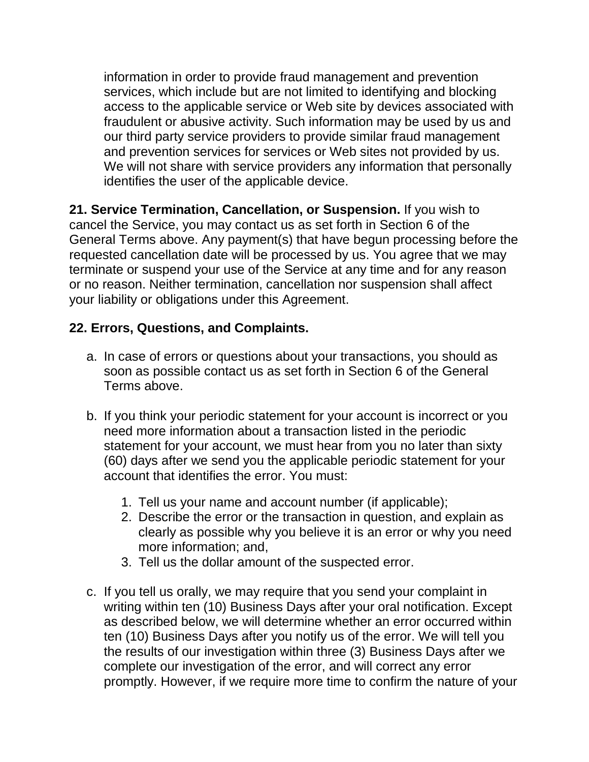information in order to provide fraud management and prevention services, which include but are not limited to identifying and blocking access to the applicable service or Web site by devices associated with fraudulent or abusive activity. Such information may be used by us and our third party service providers to provide similar fraud management and prevention services for services or Web sites not provided by us. We will not share with service providers any information that personally identifies the user of the applicable device.

**21. Service Termination, Cancellation, or Suspension.** If you wish to cancel the Service, you may contact us as set forth in Section 6 of the General Terms above. Any payment(s) that have begun processing before the requested cancellation date will be processed by us. You agree that we may terminate or suspend your use of the Service at any time and for any reason or no reason. Neither termination, cancellation nor suspension shall affect your liability or obligations under this Agreement.

**22. Errors, Questions, and Complaints.**

a. In case of errors or questions about your transactions, you should as soon as possible contact us as set forth in Section 6 of the General Terms above.

b. If you think your periodic statement for your account is incorrect or you need more information about a transaction listed in the periodic statement for your account, we must hear from you no later than sixty (60) days after we send you the applicable periodic statement for your account that identifies the error. You must:

   1. Tell us your name and account number (if applicable);
   2. Describe the error or the transaction in question, and explain as clearly as possible why you believe it is an error or why you need more information; and,
   3. Tell us the dollar amount of the suspected error.

c. If you tell us orally, we may require that you send your complaint in writing within ten (10) Business Days after your oral notification. Except as described below, we will determine whether an error occurred within ten (10) Business Days after you notify us of the error. We will tell you the results of our investigation within three (3) Business Days after we complete our investigation of the error, and will correct any error promptly. However, if we require more time to confirm the nature of your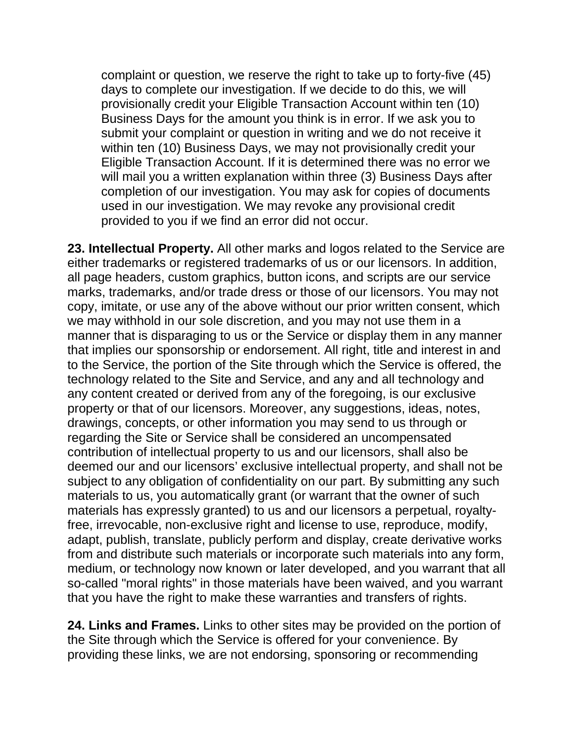complaint or question, we reserve the right to take up to forty-five (45) days to complete our investigation. If we decide to do this, we will provisionally credit your Eligible Transaction Account within ten (10) Business Days for the amount you think is in error. If we ask you to submit your complaint or question in writing and we do not receive it within ten (10) Business Days, we may not provisionally credit your Eligible Transaction Account. If it is determined there was no error we will mail you a written explanation within three (3) Business Days after completion of our investigation. You may ask for copies of documents used in our investigation. We may revoke any provisional credit provided to you if we find an error did not occur.

**23. Intellectual Property.** All other marks and logos related to the Service are either trademarks or registered trademarks of us or our licensors. In addition, all page headers, custom graphics, button icons, and scripts are our service marks, trademarks, and/or trade dress or those of our licensors. You may not copy, imitate, or use any of the above without our prior written consent, which we may withhold in our sole discretion, and you may not use them in a manner that is disparaging to us or the Service or display them in any manner that implies our sponsorship or endorsement. All right, title and interest in and to the Service, the portion of the Site through which the Service is offered, the technology related to the Site and Service, and any and all technology and any content created or derived from any of the foregoing, is our exclusive property or that of our licensors. Moreover, any suggestions, ideas, notes, drawings, concepts, or other information you may send to us through or regarding the Site or Service shall be considered an uncompensated contribution of intellectual property to us and our licensors, shall also be deemed our and our licensors' exclusive intellectual property, and shall not be subject to any obligation of confidentiality on our part. By submitting any such materials to us, you automatically grant (or warrant that the owner of such materials has expressly granted) to us and our licensors a perpetual, royalty-free, irrevocable, non-exclusive right and license to use, reproduce, modify, adapt, publish, translate, publicly perform and display, create derivative works from and distribute such materials or incorporate such materials into any form, medium, or technology now known or later developed, and you warrant that all so-called "moral rights" in those materials have been waived, and you warrant that you have the right to make these warranties and transfers of rights.

**24. Links and Frames.** Links to other sites may be provided on the portion of the Site through which the Service is offered for your convenience. By providing these links, we are not endorsing, sponsoring or recommending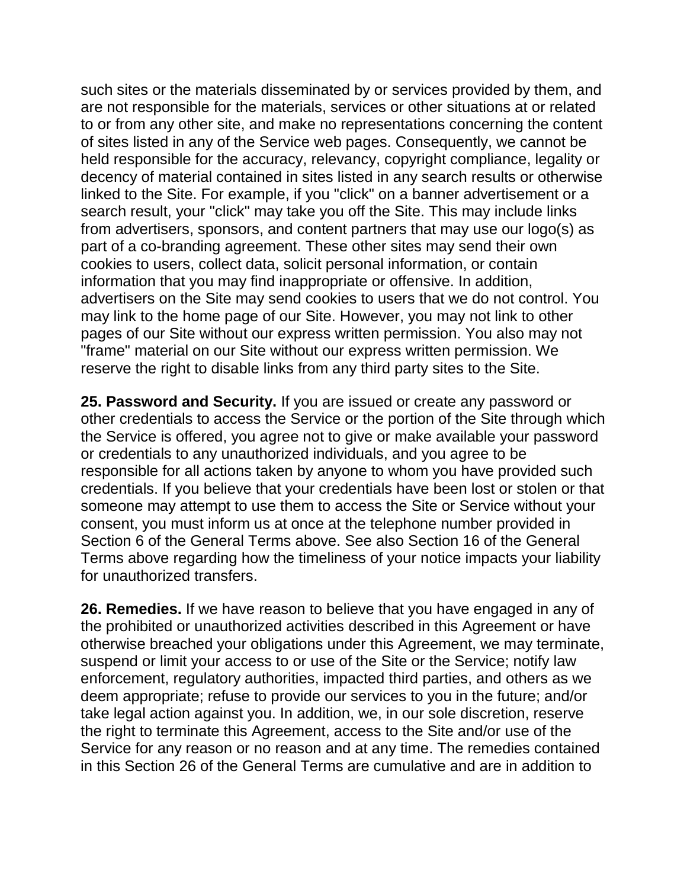such sites or the materials disseminated by or services provided by them, and are not responsible for the materials, services or other situations at or related to or from any other site, and make no representations concerning the content of sites listed in any of the Service web pages. Consequently, we cannot be held responsible for the accuracy, relevancy, copyright compliance, legality or decency of material contained in sites listed in any search results or otherwise linked to the Site. For example, if you "click" on a banner advertisement or a search result, your "click" may take you off the Site. This may include links from advertisers, sponsors, and content partners that may use our logo(s) as part of a co-branding agreement. These other sites may send their own cookies to users, collect data, solicit personal information, or contain information that you may find inappropriate or offensive. In addition, advertisers on the Site may send cookies to users that we do not control. You may link to the home page of our Site. However, you may not link to other pages of our Site without our express written permission. You also may not "frame" material on our Site without our express written permission. We reserve the right to disable links from any third party sites to the Site.

**25. Password and Security.** If you are issued or create any password or other credentials to access the Service or the portion of the Site through which the Service is offered, you agree not to give or make available your password or credentials to any unauthorized individuals, and you agree to be responsible for all actions taken by anyone to whom you have provided such credentials. If you believe that your credentials have been lost or stolen or that someone may attempt to use them to access the Site or Service without your consent, you must inform us at once at the telephone number provided in Section 6 of the General Terms above. See also Section 16 of the General Terms above regarding how the timeliness of your notice impacts your liability for unauthorized transfers.

**26. Remedies.** If we have reason to believe that you have engaged in any of the prohibited or unauthorized activities described in this Agreement or have otherwise breached your obligations under this Agreement, we may terminate, suspend or limit your access to or use of the Site or the Service; notify law enforcement, regulatory authorities, impacted third parties, and others as we deem appropriate; refuse to provide our services to you in the future; and/or take legal action against you. In addition, we, in our sole discretion, reserve the right to terminate this Agreement, access to the Site and/or use of the Service for any reason or no reason and at any time. The remedies contained in this Section 26 of the General Terms are cumulative and are in addition to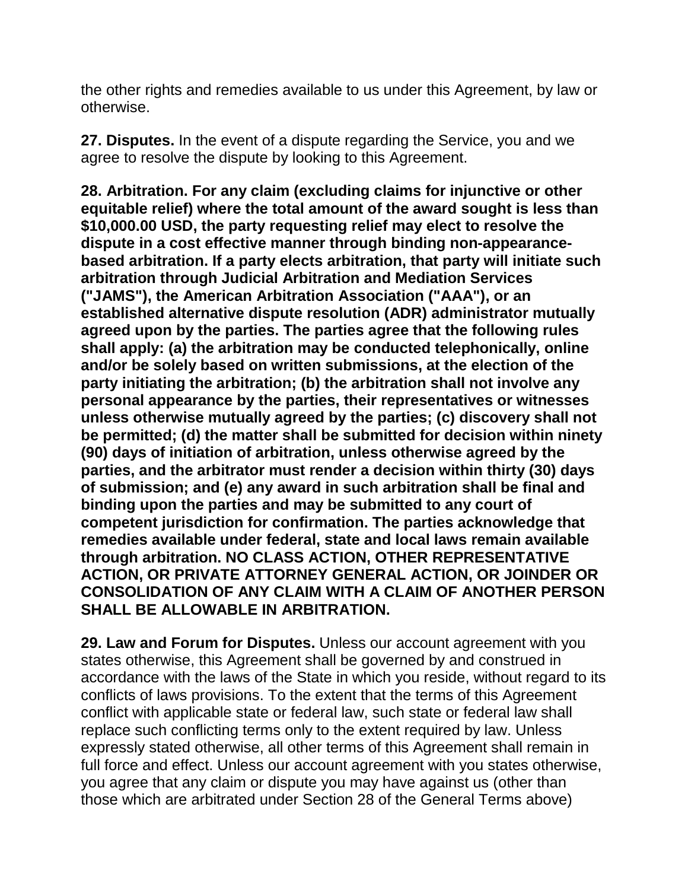the other rights and remedies available to us under this Agreement, by law or otherwise.

**27. Disputes.** In the event of a dispute regarding the Service, you and we agree to resolve the dispute by looking to this Agreement.

**28. Arbitration. For any claim (excluding claims for injunctive or other equitable relief) where the total amount of the award sought is less than $10,000.00 USD, the party requesting relief may elect to resolve the dispute in a cost effective manner through binding non-appearance-based arbitration. If a party elects arbitration, that party will initiate such arbitration through Judicial Arbitration and Mediation Services ("JAMS"), the American Arbitration Association ("AAA"), or an established alternative dispute resolution (ADR) administrator mutually agreed upon by the parties. The parties agree that the following rules shall apply: (a) the arbitration may be conducted telephonically, online and/or be solely based on written submissions, at the election of the party initiating the arbitration; (b) the arbitration shall not involve any personal appearance by the parties, their representatives or witnesses unless otherwise mutually agreed by the parties; (c) discovery shall not be permitted; (d) the matter shall be submitted for decision within ninety (90) days of initiation of arbitration, unless otherwise agreed by the parties, and the arbitrator must render a decision within thirty (30) days of submission; and (e) any award in such arbitration shall be final and binding upon the parties and may be submitted to any court of competent jurisdiction for confirmation. The parties acknowledge that remedies available under federal, state and local laws remain available through arbitration. NO CLASS ACTION, OTHER REPRESENTATIVE ACTION, OR PRIVATE ATTORNEY GENERAL ACTION, OR JOINDER OR CONSOLIDATION OF ANY CLAIM WITH A CLAIM OF ANOTHER PERSON SHALL BE ALLOWABLE IN ARBITRATION.**

**29. Law and Forum for Disputes.** Unless our account agreement with you states otherwise, this Agreement shall be governed by and construed in accordance with the laws of the State in which you reside, without regard to its conflicts of laws provisions. To the extent that the terms of this Agreement conflict with applicable state or federal law, such state or federal law shall replace such conflicting terms only to the extent required by law. Unless expressly stated otherwise, all other terms of this Agreement shall remain in full force and effect. Unless our account agreement with you states otherwise, you agree that any claim or dispute you may have against us (other than those which are arbitrated under Section 28 of the General Terms above)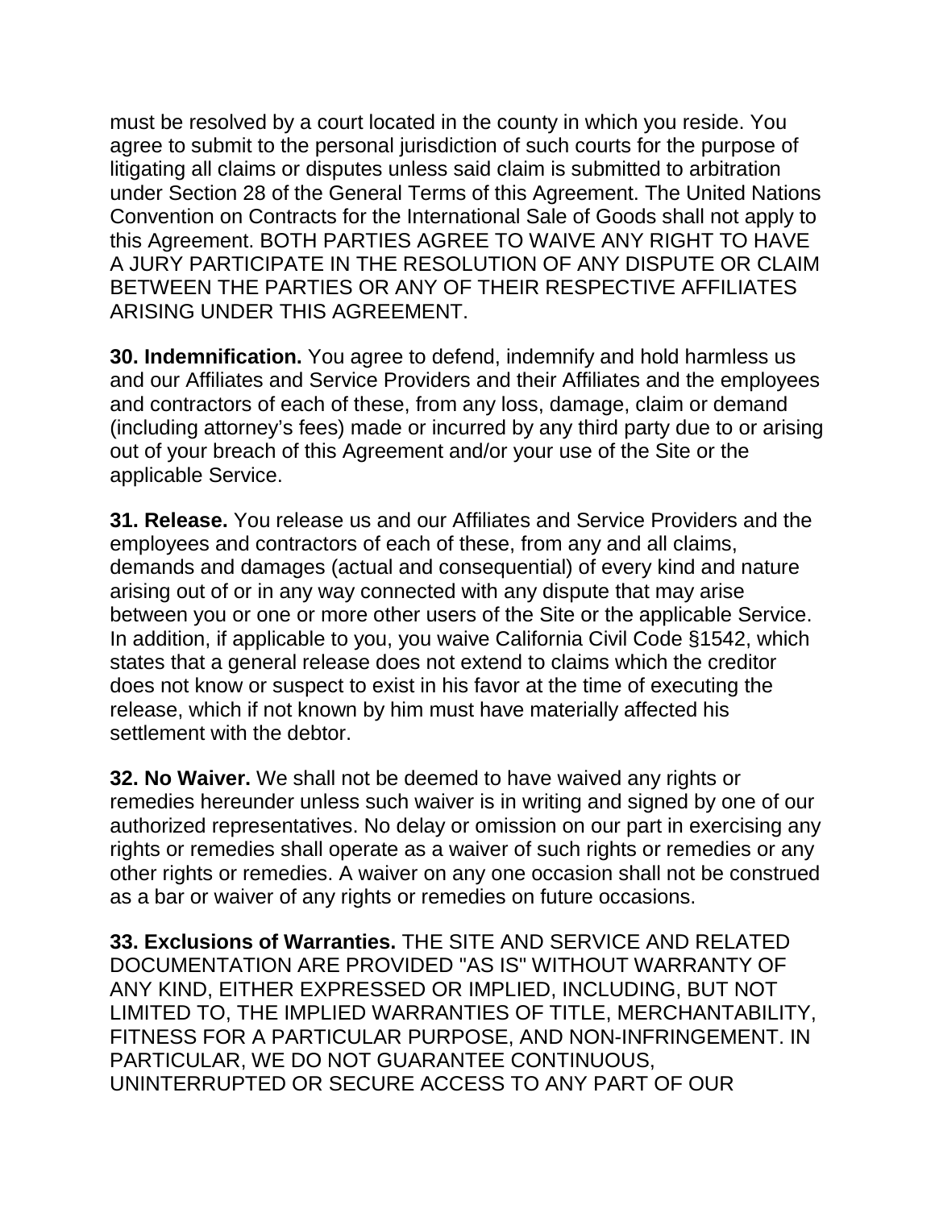must be resolved by a court located in the county in which you reside. You agree to submit to the personal jurisdiction of such courts for the purpose of litigating all claims or disputes unless said claim is submitted to arbitration under Section 28 of the General Terms of this Agreement. The United Nations Convention on Contracts for the International Sale of Goods shall not apply to this Agreement. BOTH PARTIES AGREE TO WAIVE ANY RIGHT TO HAVE A JURY PARTICIPATE IN THE RESOLUTION OF ANY DISPUTE OR CLAIM BETWEEN THE PARTIES OR ANY OF THEIR RESPECTIVE AFFILIATES ARISING UNDER THIS AGREEMENT.

**30. Indemnification.** You agree to defend, indemnify and hold harmless us and our Affiliates and Service Providers and their Affiliates and the employees and contractors of each of these, from any loss, damage, claim or demand (including attorney's fees) made or incurred by any third party due to or arising out of your breach of this Agreement and/or your use of the Site or the applicable Service.

**31. Release.** You release us and our Affiliates and Service Providers and the employees and contractors of each of these, from any and all claims, demands and damages (actual and consequential) of every kind and nature arising out of or in any way connected with any dispute that may arise between you or one or more other users of the Site or the applicable Service. In addition, if applicable to you, you waive California Civil Code §1542, which states that a general release does not extend to claims which the creditor does not know or suspect to exist in his favor at the time of executing the release, which if not known by him must have materially affected his settlement with the debtor.

**32. No Waiver.** We shall not be deemed to have waived any rights or remedies hereunder unless such waiver is in writing and signed by one of our authorized representatives. No delay or omission on our part in exercising any rights or remedies shall operate as a waiver of such rights or remedies or any other rights or remedies. A waiver on any one occasion shall not be construed as a bar or waiver of any rights or remedies on future occasions.

**33. Exclusions of Warranties.** THE SITE AND SERVICE AND RELATED DOCUMENTATION ARE PROVIDED "AS IS" WITHOUT WARRANTY OF ANY KIND, EITHER EXPRESSED OR IMPLIED, INCLUDING, BUT NOT LIMITED TO, THE IMPLIED WARRANTIES OF TITLE, MERCHANTABILITY, FITNESS FOR A PARTICULAR PURPOSE, AND NON-INFRINGEMENT. IN PARTICULAR, WE DO NOT GUARANTEE CONTINUOUS, UNINTERRUPTED OR SECURE ACCESS TO ANY PART OF OUR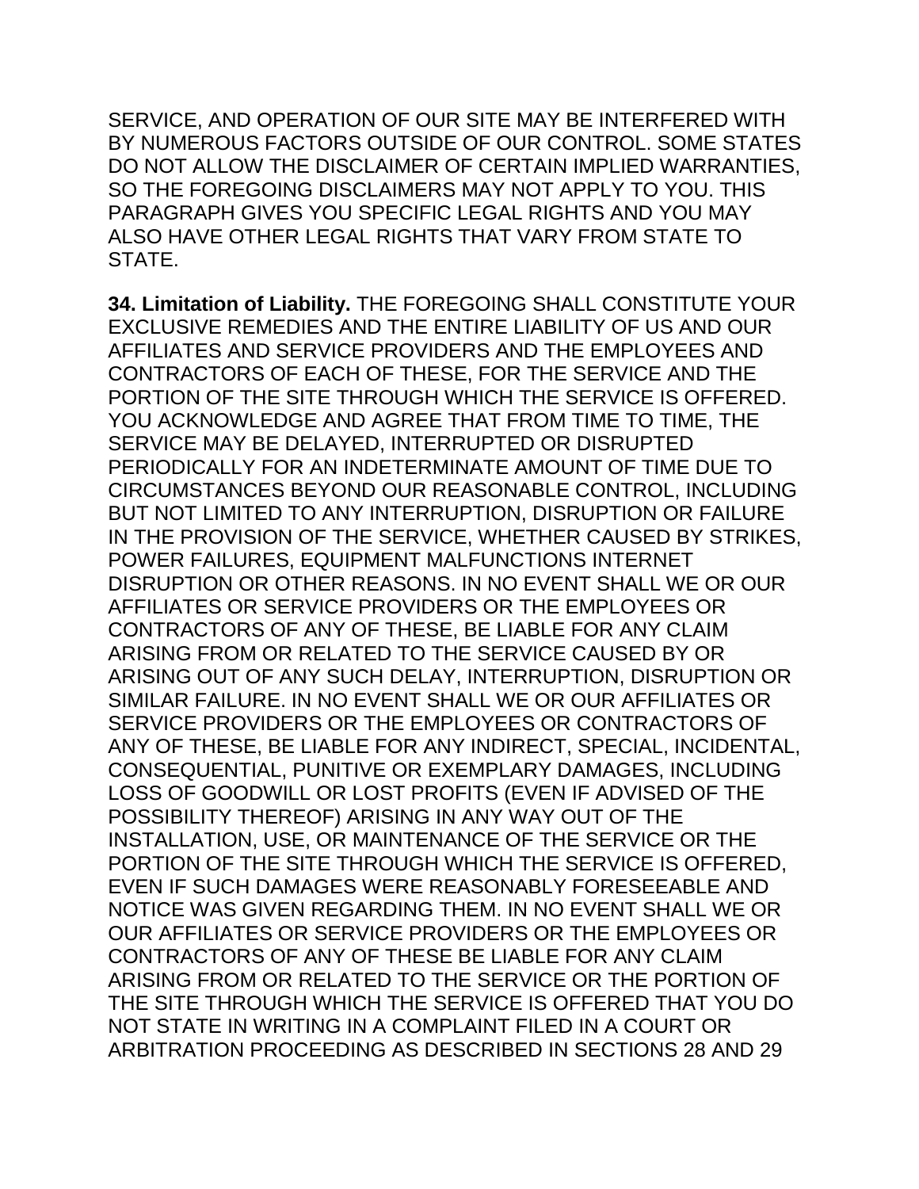SERVICE, AND OPERATION OF OUR SITE MAY BE INTERFERED WITH BY NUMEROUS FACTORS OUTSIDE OF OUR CONTROL. SOME STATES DO NOT ALLOW THE DISCLAIMER OF CERTAIN IMPLIED WARRANTIES, SO THE FOREGOING DISCLAIMERS MAY NOT APPLY TO YOU. THIS PARAGRAPH GIVES YOU SPECIFIC LEGAL RIGHTS AND YOU MAY ALSO HAVE OTHER LEGAL RIGHTS THAT VARY FROM STATE TO STATE.

**34. Limitation of Liability.** THE FOREGOING SHALL CONSTITUTE YOUR EXCLUSIVE REMEDIES AND THE ENTIRE LIABILITY OF US AND OUR AFFILIATES AND SERVICE PROVIDERS AND THE EMPLOYEES AND CONTRACTORS OF EACH OF THESE, FOR THE SERVICE AND THE PORTION OF THE SITE THROUGH WHICH THE SERVICE IS OFFERED. YOU ACKNOWLEDGE AND AGREE THAT FROM TIME TO TIME, THE SERVICE MAY BE DELAYED, INTERRUPTED OR DISRUPTED PERIODICALLY FOR AN INDETERMINATE AMOUNT OF TIME DUE TO CIRCUMSTANCES BEYOND OUR REASONABLE CONTROL, INCLUDING BUT NOT LIMITED TO ANY INTERRUPTION, DISRUPTION OR FAILURE IN THE PROVISION OF THE SERVICE, WHETHER CAUSED BY STRIKES, POWER FAILURES, EQUIPMENT MALFUNCTIONS INTERNET DISRUPTION OR OTHER REASONS. IN NO EVENT SHALL WE OR OUR AFFILIATES OR SERVICE PROVIDERS OR THE EMPLOYEES OR CONTRACTORS OF ANY OF THESE, BE LIABLE FOR ANY CLAIM ARISING FROM OR RELATED TO THE SERVICE CAUSED BY OR ARISING OUT OF ANY SUCH DELAY, INTERRUPTION, DISRUPTION OR SIMILAR FAILURE. IN NO EVENT SHALL WE OR OUR AFFILIATES OR SERVICE PROVIDERS OR THE EMPLOYEES OR CONTRACTORS OF ANY OF THESE, BE LIABLE FOR ANY INDIRECT, SPECIAL, INCIDENTAL, CONSEQUENTIAL, PUNITIVE OR EXEMPLARY DAMAGES, INCLUDING LOSS OF GOODWILL OR LOST PROFITS (EVEN IF ADVISED OF THE POSSIBILITY THEREOF) ARISING IN ANY WAY OUT OF THE INSTALLATION, USE, OR MAINTENANCE OF THE SERVICE OR THE PORTION OF THE SITE THROUGH WHICH THE SERVICE IS OFFERED, EVEN IF SUCH DAMAGES WERE REASONABLY FORESEEABLE AND NOTICE WAS GIVEN REGARDING THEM. IN NO EVENT SHALL WE OR OUR AFFILIATES OR SERVICE PROVIDERS OR THE EMPLOYEES OR CONTRACTORS OF ANY OF THESE BE LIABLE FOR ANY CLAIM ARISING FROM OR RELATED TO THE SERVICE OR THE PORTION OF THE SITE THROUGH WHICH THE SERVICE IS OFFERED THAT YOU DO NOT STATE IN WRITING IN A COMPLAINT FILED IN A COURT OR ARBITRATION PROCEEDING AS DESCRIBED IN SECTIONS 28 AND 29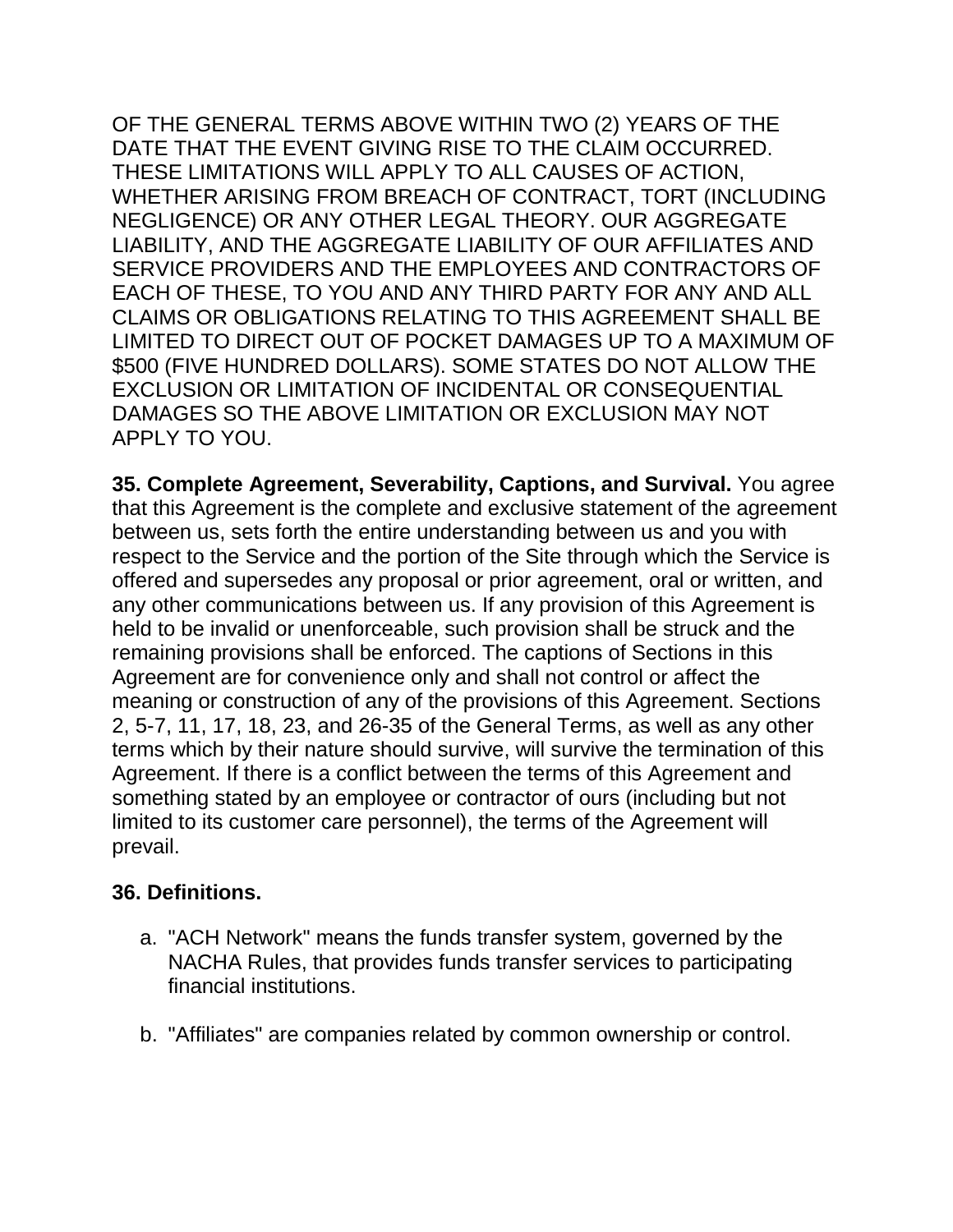OF THE GENERAL TERMS ABOVE WITHIN TWO (2) YEARS OF THE DATE THAT THE EVENT GIVING RISE TO THE CLAIM OCCURRED. THESE LIMITATIONS WILL APPLY TO ALL CAUSES OF ACTION, WHETHER ARISING FROM BREACH OF CONTRACT, TORT (INCLUDING NEGLIGENCE) OR ANY OTHER LEGAL THEORY. OUR AGGREGATE LIABILITY, AND THE AGGREGATE LIABILITY OF OUR AFFILIATES AND SERVICE PROVIDERS AND THE EMPLOYEES AND CONTRACTORS OF EACH OF THESE, TO YOU AND ANY THIRD PARTY FOR ANY AND ALL CLAIMS OR OBLIGATIONS RELATING TO THIS AGREEMENT SHALL BE LIMITED TO DIRECT OUT OF POCKET DAMAGES UP TO A MAXIMUM OF $500 (FIVE HUNDRED DOLLARS). SOME STATES DO NOT ALLOW THE EXCLUSION OR LIMITATION OF INCIDENTAL OR CONSEQUENTIAL DAMAGES SO THE ABOVE LIMITATION OR EXCLUSION MAY NOT APPLY TO YOU.

**35. Complete Agreement, Severability, Captions, and Survival.** You agree that this Agreement is the complete and exclusive statement of the agreement between us, sets forth the entire understanding between us and you with respect to the Service and the portion of the Site through which the Service is offered and supersedes any proposal or prior agreement, oral or written, and any other communications between us. If any provision of this Agreement is held to be invalid or unenforceable, such provision shall be struck and the remaining provisions shall be enforced. The captions of Sections in this Agreement are for convenience only and shall not control or affect the meaning or construction of any of the provisions of this Agreement. Sections 2, 5-7, 11, 17, 18, 23, and 26-35 of the General Terms, as well as any other terms which by their nature should survive, will survive the termination of this Agreement. If there is a conflict between the terms of this Agreement and something stated by an employee or contractor of ours (including but not limited to its customer care personnel), the terms of the Agreement will prevail.

**36. Definitions.**

a. "ACH Network" means the funds transfer system, governed by the NACHA Rules, that provides funds transfer services to participating financial institutions.

b. "Affiliates" are companies related by common ownership or control.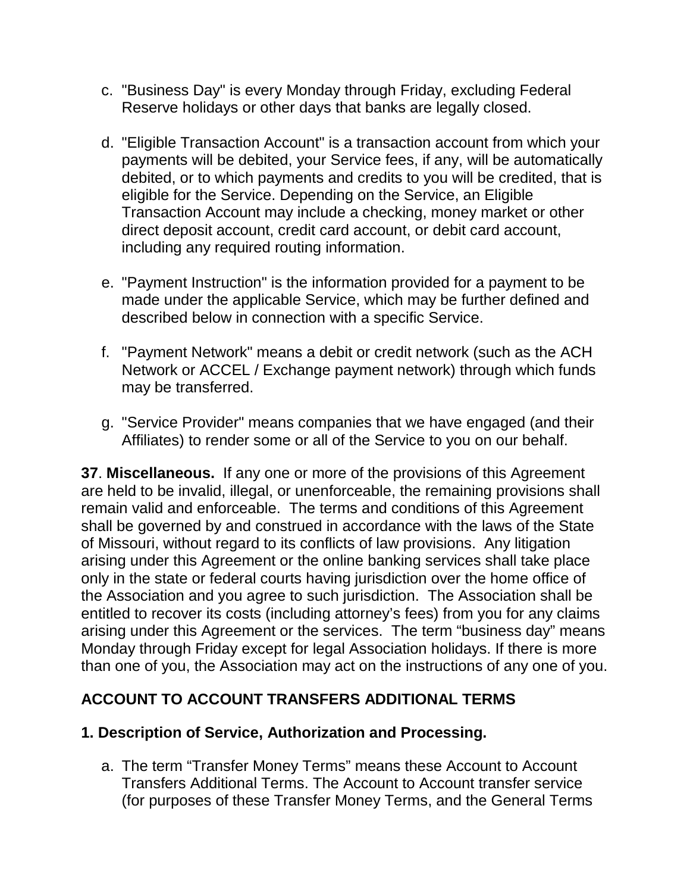c. "Business Day" is every Monday through Friday, excluding Federal Reserve holidays or other days that banks are legally closed.

d. "Eligible Transaction Account" is a transaction account from which your payments will be debited, your Service fees, if any, will be automatically debited, or to which payments and credits to you will be credited, that is eligible for the Service. Depending on the Service, an Eligible Transaction Account may include a checking, money market or other direct deposit account, credit card account, or debit card account, including any required routing information.

e. "Payment Instruction" is the information provided for a payment to be made under the applicable Service, which may be further defined and described below in connection with a specific Service.

f. "Payment Network" means a debit or credit network (such as the ACH Network or ACCEL / Exchange payment network) through which funds may be transferred.

g. "Service Provider" means companies that we have engaged (and their Affiliates) to render some or all of the Service to you on our behalf.

**37**. **Miscellaneous.** If any one or more of the provisions of this Agreement are held to be invalid, illegal, or unenforceable, the remaining provisions shall remain valid and enforceable. The terms and conditions of this Agreement shall be governed by and construed in accordance with the laws of the State of Missouri, without regard to its conflicts of law provisions. Any litigation arising under this Agreement or the online banking services shall take place only in the state or federal courts having jurisdiction over the home office of the Association and you agree to such jurisdiction. The Association shall be entitled to recover its costs (including attorney's fees) from you for any claims arising under this Agreement or the services. The term "business day" means Monday through Friday except for legal Association holidays. If there is more than one of you, the Association may act on the instructions of any one of you.

## ACCOUNT TO ACCOUNT TRANSFERS ADDITIONAL TERMS

### 1. Description of Service, Authorization and Processing.

a. The term "Transfer Money Terms" means these Account to Account Transfers Additional Terms. The Account to Account transfer service (for purposes of these Transfer Money Terms, and the General Terms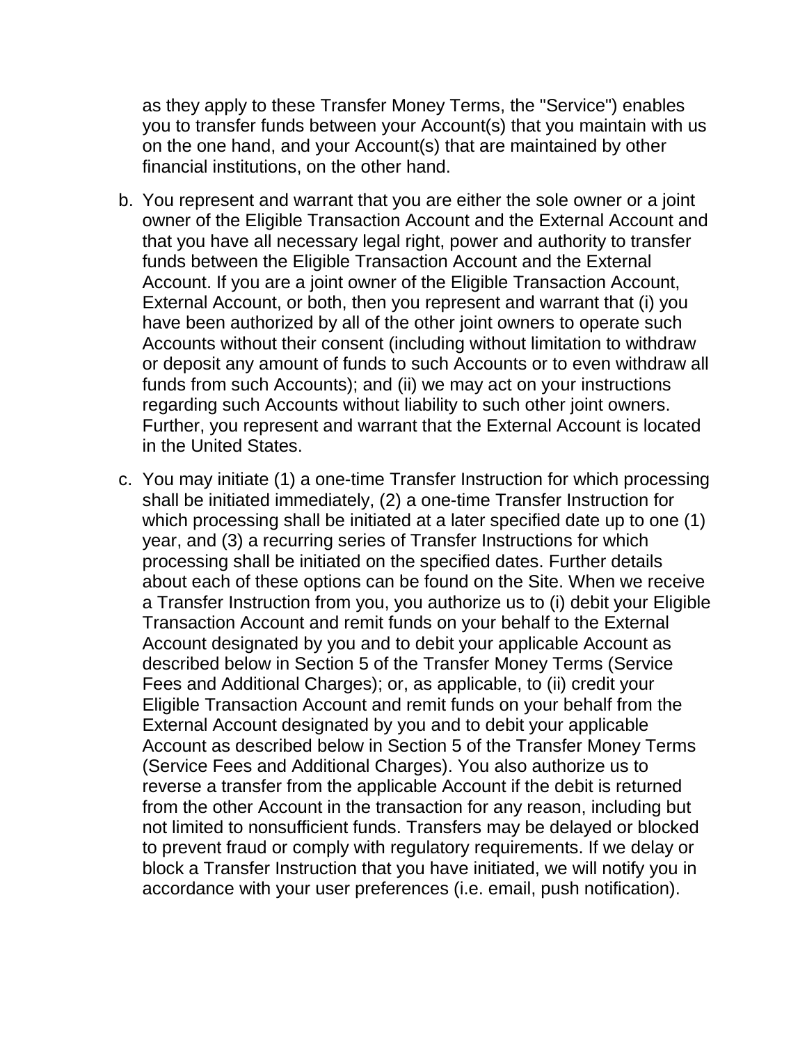as they apply to these Transfer Money Terms, the "Service") enables you to transfer funds between your Account(s) that you maintain with us on the one hand, and your Account(s) that are maintained by other financial institutions, on the other hand.

b. You represent and warrant that you are either the sole owner or a joint owner of the Eligible Transaction Account and the External Account and that you have all necessary legal right, power and authority to transfer funds between the Eligible Transaction Account and the External Account. If you are a joint owner of the Eligible Transaction Account, External Account, or both, then you represent and warrant that (i) you have been authorized by all of the other joint owners to operate such Accounts without their consent (including without limitation to withdraw or deposit any amount of funds to such Accounts or to even withdraw all funds from such Accounts); and (ii) we may act on your instructions regarding such Accounts without liability to such other joint owners. Further, you represent and warrant that the External Account is located in the United States.

c. You may initiate (1) a one-time Transfer Instruction for which processing shall be initiated immediately, (2) a one-time Transfer Instruction for which processing shall be initiated at a later specified date up to one (1) year, and (3) a recurring series of Transfer Instructions for which processing shall be initiated on the specified dates. Further details about each of these options can be found on the Site. When we receive a Transfer Instruction from you, you authorize us to (i) debit your Eligible Transaction Account and remit funds on your behalf to the External Account designated by you and to debit your applicable Account as described below in Section 5 of the Transfer Money Terms (Service Fees and Additional Charges); or, as applicable, to (ii) credit your Eligible Transaction Account and remit funds on your behalf from the External Account designated by you and to debit your applicable Account as described below in Section 5 of the Transfer Money Terms (Service Fees and Additional Charges). You also authorize us to reverse a transfer from the applicable Account if the debit is returned from the other Account in the transaction for any reason, including but not limited to nonsufficient funds. Transfers may be delayed or blocked to prevent fraud or comply with regulatory requirements. If we delay or block a Transfer Instruction that you have initiated, we will notify you in accordance with your user preferences (i.e. email, push notification).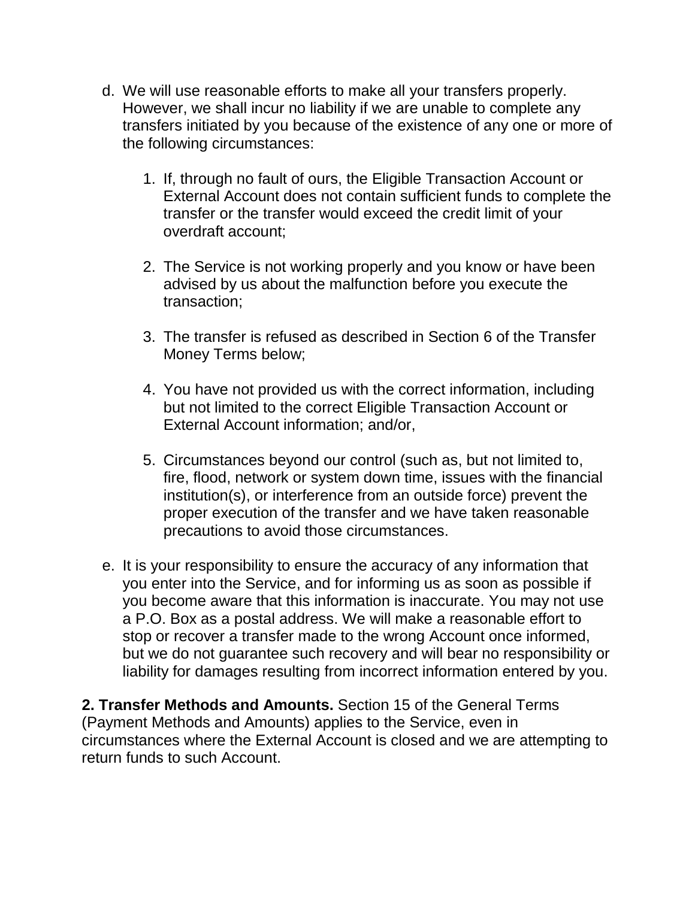d. We will use reasonable efforts to make all your transfers properly. However, we shall incur no liability if we are unable to complete any transfers initiated by you because of the existence of any one or more of the following circumstances:

    1. If, through no fault of ours, the Eligible Transaction Account or External Account does not contain sufficient funds to complete the transfer or the transfer would exceed the credit limit of your overdraft account;

    2. The Service is not working properly and you know or have been advised by us about the malfunction before you execute the transaction;

    3. The transfer is refused as described in Section 6 of the Transfer Money Terms below;

    4. You have not provided us with the correct information, including but not limited to the correct Eligible Transaction Account or External Account information; and/or,

    5. Circumstances beyond our control (such as, but not limited to, fire, flood, network or system down time, issues with the financial institution(s), or interference from an outside force) prevent the proper execution of the transfer and we have taken reasonable precautions to avoid those circumstances.

e. It is your responsibility to ensure the accuracy of any information that you enter into the Service, and for informing us as soon as possible if you become aware that this information is inaccurate. You may not use a P.O. Box as a postal address. We will make a reasonable effort to stop or recover a transfer made to the wrong Account once informed, but we do not guarantee such recovery and will bear no responsibility or liability for damages resulting from incorrect information entered by you.

**2. Transfer Methods and Amounts.** Section 15 of the General Terms (Payment Methods and Amounts) applies to the Service, even in circumstances where the External Account is closed and we are attempting to return funds to such Account.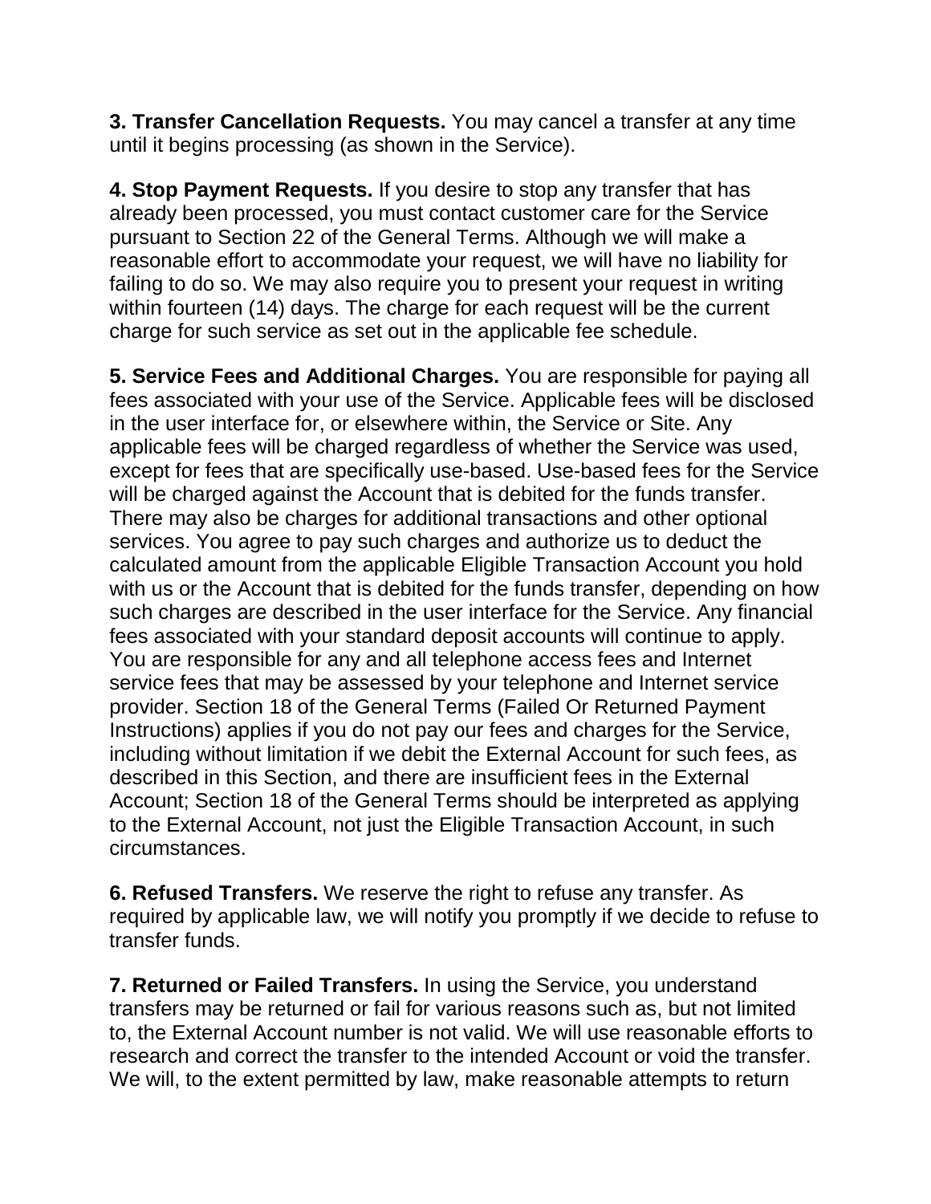**3. Transfer Cancellation Requests.** You may cancel a transfer at any time until it begins processing (as shown in the Service).

**4. Stop Payment Requests.** If you desire to stop any transfer that has already been processed, you must contact customer care for the Service pursuant to Section 22 of the General Terms. Although we will make a reasonable effort to accommodate your request, we will have no liability for failing to do so. We may also require you to present your request in writing within fourteen (14) days. The charge for each request will be the current charge for such service as set out in the applicable fee schedule.

**5. Service Fees and Additional Charges.** You are responsible for paying all fees associated with your use of the Service. Applicable fees will be disclosed in the user interface for, or elsewhere within, the Service or Site. Any applicable fees will be charged regardless of whether the Service was used, except for fees that are specifically use-based. Use-based fees for the Service will be charged against the Account that is debited for the funds transfer. There may also be charges for additional transactions and other optional services. You agree to pay such charges and authorize us to deduct the calculated amount from the applicable Eligible Transaction Account you hold with us or the Account that is debited for the funds transfer, depending on how such charges are described in the user interface for the Service. Any financial fees associated with your standard deposit accounts will continue to apply. You are responsible for any and all telephone access fees and Internet service fees that may be assessed by your telephone and Internet service provider. Section 18 of the General Terms (Failed Or Returned Payment Instructions) applies if you do not pay our fees and charges for the Service, including without limitation if we debit the External Account for such fees, as described in this Section, and there are insufficient fees in the External Account; Section 18 of the General Terms should be interpreted as applying to the External Account, not just the Eligible Transaction Account, in such circumstances.

**6. Refused Transfers.** We reserve the right to refuse any transfer. As required by applicable law, we will notify you promptly if we decide to refuse to transfer funds.

**7. Returned or Failed Transfers.** In using the Service, you understand transfers may be returned or fail for various reasons such as, but not limited to, the External Account number is not valid. We will use reasonable efforts to research and correct the transfer to the intended Account or void the transfer. We will, to the extent permitted by law, make reasonable attempts to return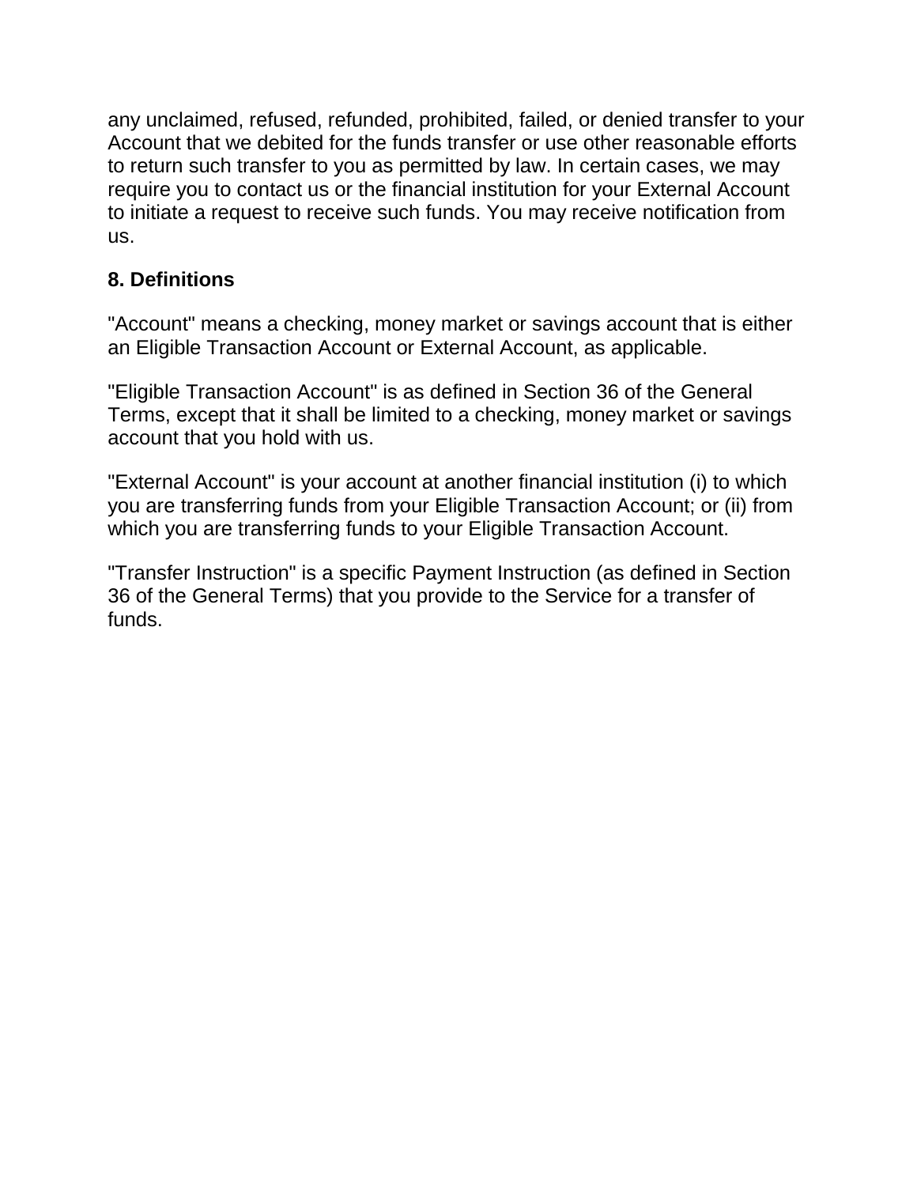any unclaimed, refused, refunded, prohibited, failed, or denied transfer to your Account that we debited for the funds transfer or use other reasonable efforts to return such transfer to you as permitted by law. In certain cases, we may require you to contact us or the financial institution for your External Account to initiate a request to receive such funds. You may receive notification from us.

**8. Definitions**

"Account" means a checking, money market or savings account that is either an Eligible Transaction Account or External Account, as applicable.

"Eligible Transaction Account" is as defined in Section 36 of the General Terms, except that it shall be limited to a checking, money market or savings account that you hold with us.

"External Account" is your account at another financial institution (i) to which you are transferring funds from your Eligible Transaction Account; or (ii) from which you are transferring funds to your Eligible Transaction Account.

"Transfer Instruction" is a specific Payment Instruction (as defined in Section 36 of the General Terms) that you provide to the Service for a transfer of funds.